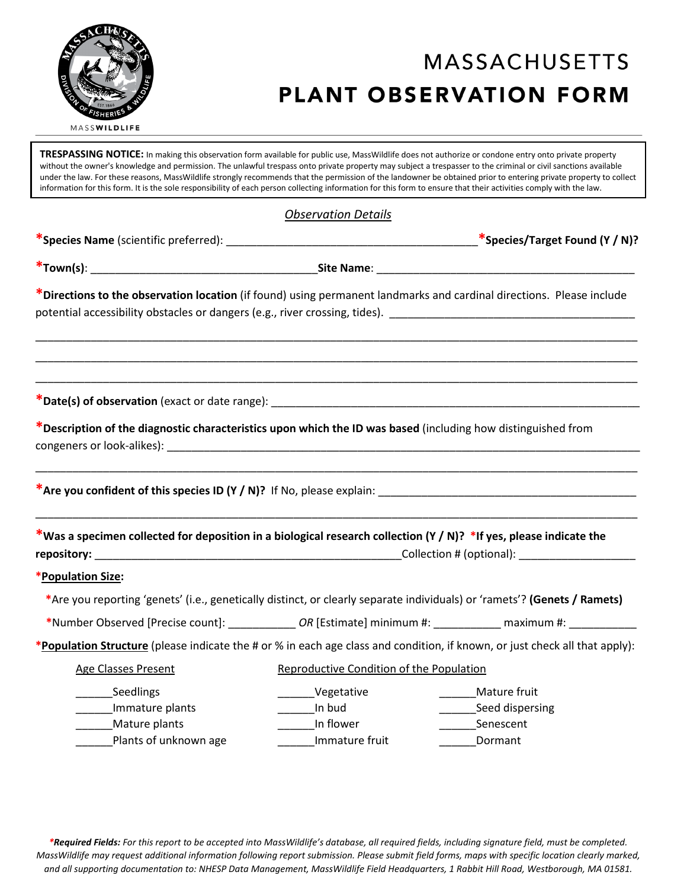MASSWILDLIFE

# MASSACHUSETTS PLANT OBSERVATION FORM

**TRESPASSING NOTICE:** In making this observation form available for public use, MassWildlife does not authorize or condone entry onto private property without the owner's knowledge and permission. The unlawful trespass onto private property may subject a trespasser to the criminal or civil sanctions available under the law. For these reasons, MassWildlife strongly recommends that the permission of the landowner be obtained prior to entering private property to collect information for this form. It is the sole responsibility of each person collecting information for this form to ensure that their activities comply with the law.

## *Observation Details*

***Species Name** (scientific preferred): ________________________________________ ***Species/Target Found (Y / N)?**

***Town(s)**: ____________________________________ **Site Name**: _________________________________________

***Directions to the observation location** (if found) using permanent landmarks and cardinal directions. Please include potential accessibility obstacles or dangers (e.g., river crossing, tides). ______________________________________

_____________________________________________________________________________________________

_____________________________________________________________________________________________

_____________________________________________________________________________________________

***Date(s) of observation** (exact or date range): ____________________________________________________________

***Description of the diagnostic characteristics upon which the ID was based** (including how distinguished from congeners or look-alikes): ___________________________________________________________________________

_____________________________________________________________________________________________

***Are you confident of this species ID (Y / N)?** If No, please explain: __________________________________________

_____________________________________________________________________________________________

***Was a specimen collected for deposition in a biological research collection (Y / N)? *If yes, please indicate the repository:** __________________________________________________Collection # (optional): ___________________

***Population Size:**

*Are you reporting 'genets' (i.e., genetically distinct, or clearly separate individuals) or 'ramets'? **(Genets / Ramets)**

*Number Observed [Precise count]: ___________ *OR* [Estimate] minimum #: ___________ maximum #: ___________

***Population Structure** (please indicate the # or % in each age class and condition, if known, or just check all that apply):

| Age Classes Present | Reproductive Condition of the Population | |
|---|---|---|
| ______Seedlings | ______Vegetative | ______Mature fruit |
| ______Immature plants | ______In bud | ______Seed dispersing |
| ______Mature plants | ______In flower | ______Senescent |
| ______Plants of unknown age | ______Immature fruit | ______Dormant |

****Required Fields:** For this report to be accepted into MassWildlife's database, all required fields, including signature field, must be completed. MassWildlife may request additional information following report submission. Please submit field forms, maps with specific location clearly marked, and all supporting documentation to: NHESP Data Management, MassWildlife Field Headquarters, 1 Rabbit Hill Road, Westborough, MA 01581.*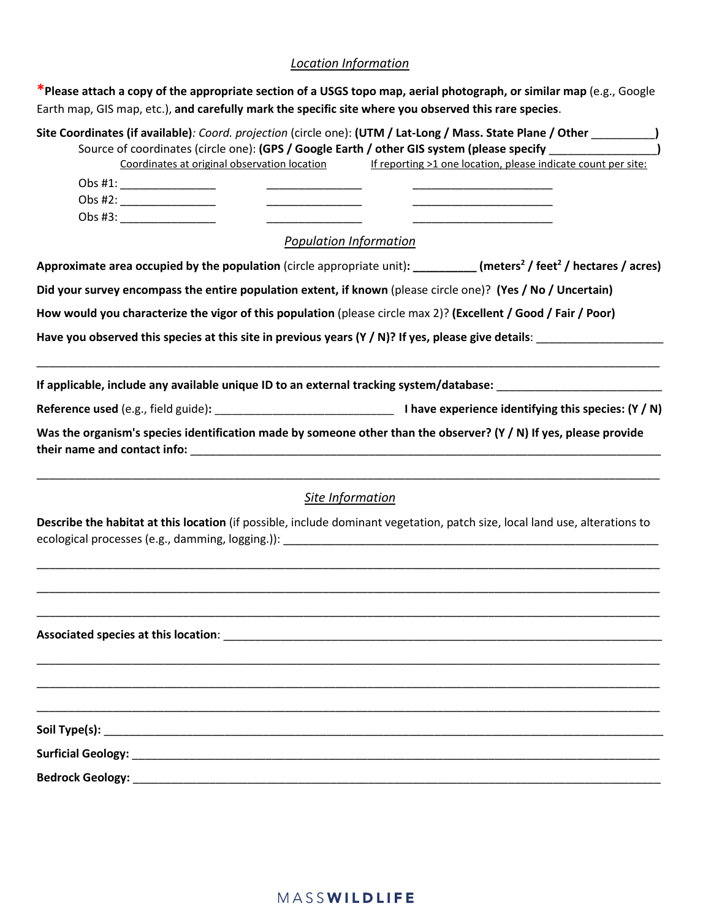## *Location Information*

\***Please attach a copy of the appropriate section of a USGS topo map, aerial photograph, or similar map** (e.g., Google Earth map, GIS map, etc.), **and carefully mark the specific site where you observed this rare species**.

**Site Coordinates (if available)**: *Coord. projection* (circle one): **(UTM / Lat-Long / Mass. State Plane / Other __________)**

Source of coordinates (circle one): **(GPS / Google Earth / other GIS system (please specify _________________)**

| | Coordinates at original observation location | | If reporting >1 one location, please indicate count per site: |
|---|---|---|---|
| Obs #1: | _______________ | _______________ | _______________________ |
| Obs #2: | _______________ | _______________ | _______________________ |
| Obs #3: | _______________ | _______________ | _______________________ |

## *Population Information*

**Approximate area occupied by the population** (circle appropriate unit)**: __________ (meters$^2$ / feet$^2$ / hectares / acres)**

**Did your survey encompass the entire population extent, if known** (please circle one)? **(Yes / No / Uncertain)**

**How would you characterize the vigor of this population** (please circle max 2)? **(Excellent / Good / Fair / Poor)**

**Have you observed this species at this site in previous years (Y / N)? If yes, please give details**: ____________________

_____________________________________________________________________________________________

**If applicable, include any available unique ID to an external tracking system/database:** _________________________

**Reference used** (e.g., field guide)**:** ____________________________ **I have experience identifying this species: (Y / N)**

**Was the organism's species identification made by someone other than the observer? (Y / N) If yes, please provide their name and contact info:** ___________________________________________________________________________

_____________________________________________________________________________________________

## *Site Information*

**Describe the habitat at this location** (if possible, include dominant vegetation, patch size, local land use, alterations to ecological processes (e.g., damming, logging.)): ______________________________________________________________

_____________________________________________________________________________________________

_____________________________________________________________________________________________

_____________________________________________________________________________________________

**Associated species at this location**: ______________________________________________________________________

_____________________________________________________________________________________________

_____________________________________________________________________________________________

_____________________________________________________________________________________________

**Soil Type(s):** ___________________________________________________________________________________________

**Surficial Geology:** ______________________________________________________________________________________

**Bedrock Geology:** _______________________________________________________________________________________

MASSWILDLIFE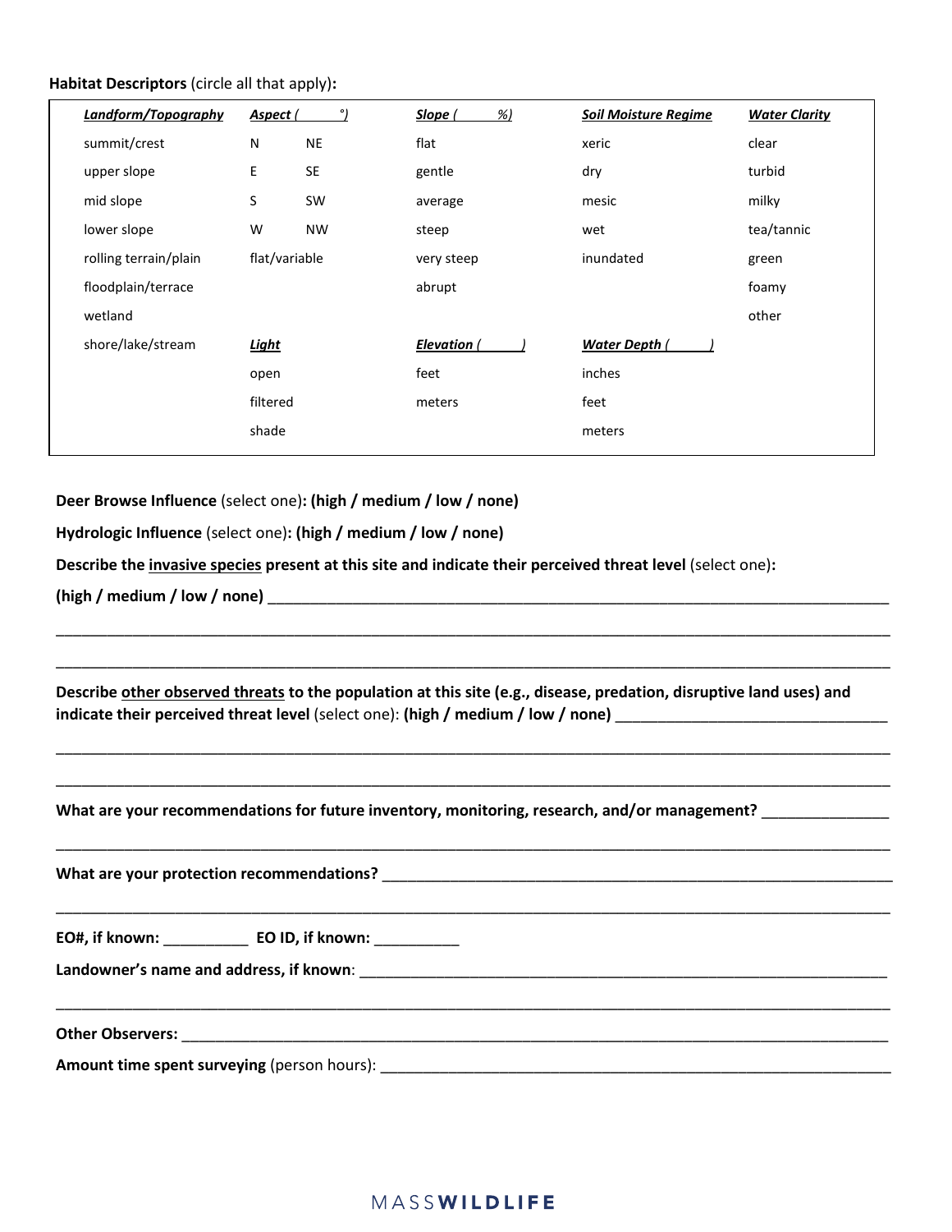**Habitat Descriptors** (circle all that apply)**:**

| ***Landform/Topography*** | ***Aspect (        °)*** | | ***Slope (        %)*** | ***Soil Moisture Regime*** | ***Water Clarity*** |
|---|---|---|---|---|---|
| summit/crest | N | NE | flat | xeric | clear |
| upper slope | E | SE | gentle | dry | turbid |
| mid slope | S | SW | average | mesic | milky |
| lower slope | W | NW | steep | wet | tea/tannic |
| rolling terrain/plain | flat/variable | | very steep | inundated | green |
| floodplain/terrace | | | abrupt | | foamy |
| wetland | | | | | other |
| shore/lake/stream | ***Light*** | | ***Elevation (        )*** | ***Water Depth (        )*** | |
| | open | | feet | inches | |
| | filtered | | meters | feet | |
| | shade | | | meters | |

**Deer Browse Influence** (select one)**: (high / medium / low / none)**

**Hydrologic Influence** (select one)**: (high / medium / low / none)**

**Describe the invasive species present at this site and indicate their perceived threat level** (select one)**:**

**(high / medium / low / none)** ______________________________________________________________________________

______________________________________________________________________________________________

______________________________________________________________________________________________

**Describe other observed threats to the population at this site (e.g., disease, predation, disruptive land uses) and indicate their perceived threat level** (select one): **(high / medium / low / none)** ________________________________

______________________________________________________________________________________________

______________________________________________________________________________________________

**What are your recommendations for future inventory, monitoring, research, and/or management?** ______________

______________________________________________________________________________________________

**What are your protection recommendations?** _______________________________________________________________

______________________________________________________________________________________________

**EO#, if known:** __________ **EO ID, if known:** __________

**Landowner's name and address, if known**: ________________________________________________________________

______________________________________________________________________________________________

**Other Observers:** ____________________________________________________________________________________

**Amount time spent surveying** (person hours): _______________________________________________________________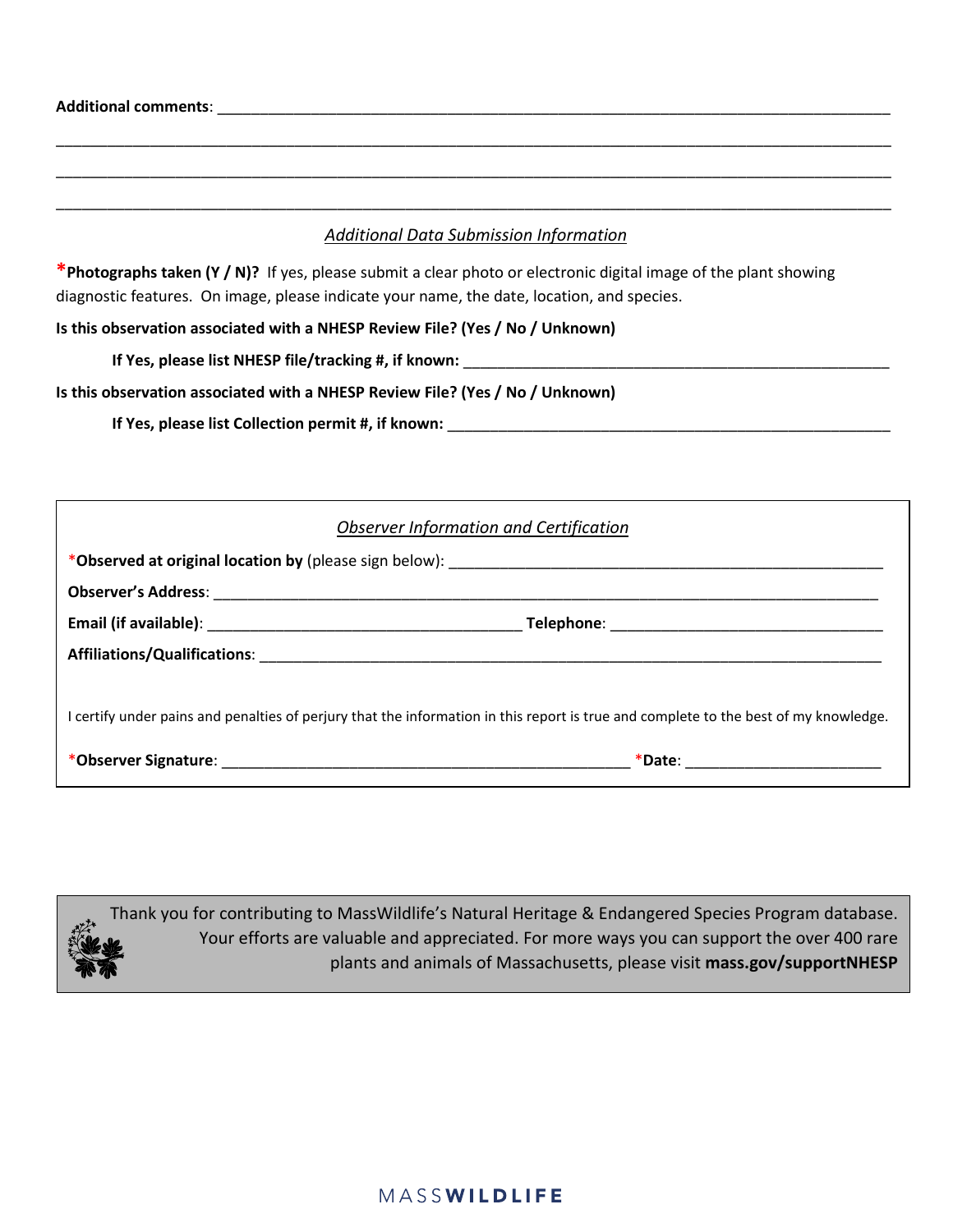**Additional comments**: ______________________________________________________________________________

____________________________________________________________________________________________

____________________________________________________________________________________________

____________________________________________________________________________________________

*Additional Data Submission Information*

***Photographs taken (Y / N)?** If yes, please submit a clear photo or electronic digital image of the plant showing diagnostic features. On image, please indicate your name, the date, location, and species.

**Is this observation associated with a NHESP Review File? (Yes / No / Unknown)**

**If Yes, please list NHESP file/tracking #, if known:** _______________________________________________

**Is this observation associated with a NHESP Review File? (Yes / No / Unknown)**

**If Yes, please list Collection permit #, if known:** _______________________________________________

*Observer Information and Certification*

***Observed at original location by** (please sign below): _______________________________________________

**Observer's Address**: _______________________________________________________________________

**Email (if available)**: __________________________________ **Telephone**: ______________________________

**Affiliations/Qualifications**: _________________________________________________________________

I certify under pains and penalties of perjury that the information in this report is true and complete to the best of my knowledge.

***Observer Signature**: _____________________________________________ ***Date**: _____________________

Thank you for contributing to MassWildlife's Natural Heritage & Endangered Species Program database. Your efforts are valuable and appreciated. For more ways you can support the over 400 rare plants and animals of Massachusetts, please visit **mass.gov/supportNHESP**

MASS**WILDLIFE**